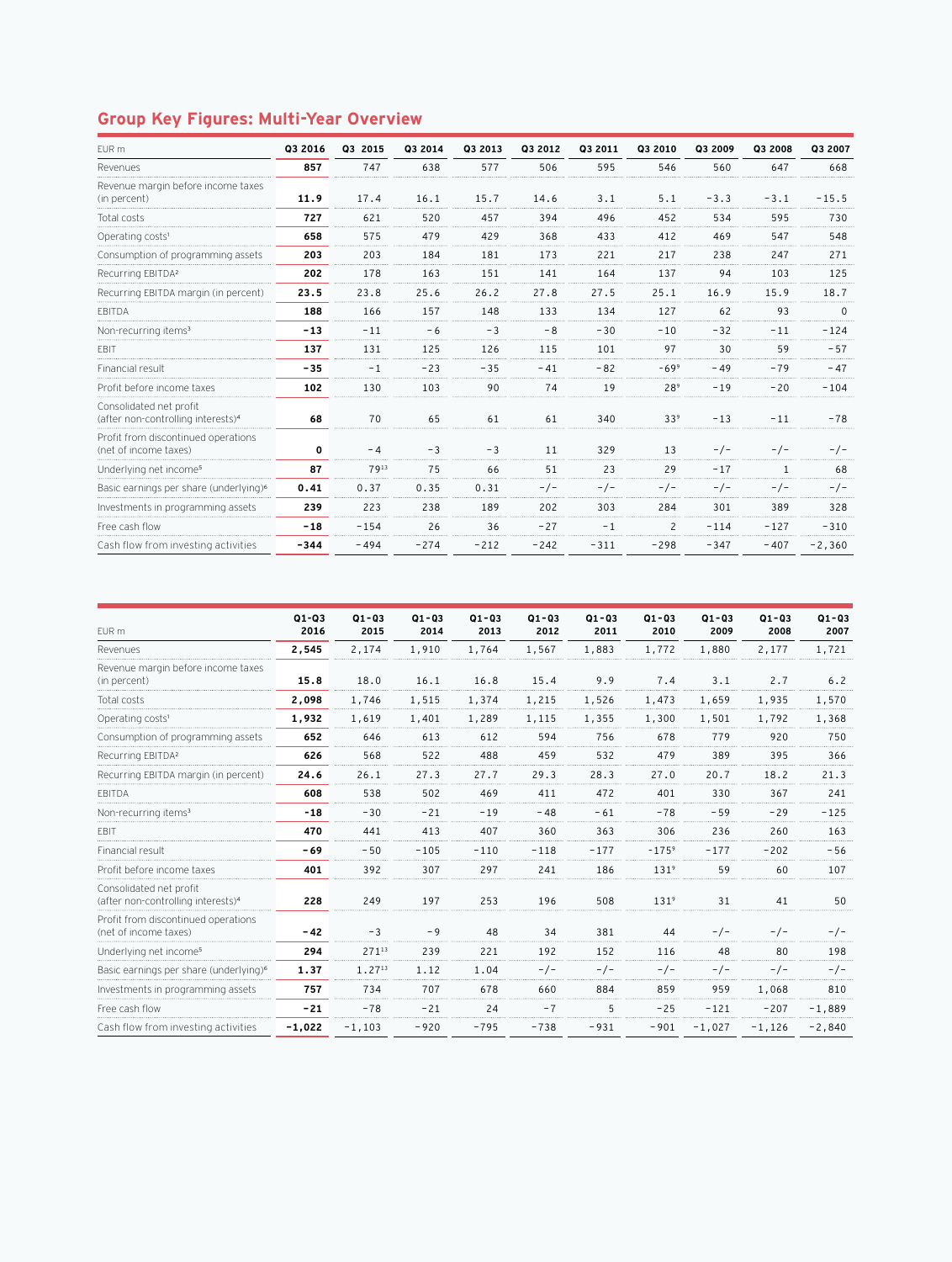## Group Key Figures: Multi-Year Overview

| EUR m | Q3 2016 | Q3 2015 | Q3 2014 | Q3 2013 | Q3 2012 | Q3 2011 | Q3 2010 | Q3 2009 | Q3 2008 | Q3 2007 |
|---|---|---|---|---|---|---|---|---|---|---|
| Revenues | **857** | 747 | 638 | 577 | 506 | 595 | 546 | 560 | 647 | 668 |
| Revenue margin before income taxes (in percent) | **11.9** | 17.4 | 16.1 | 15.7 | 14.6 | 3.1 | 5.1 | -3.3 | -3.1 | -15.5 |
| Total costs | **727** | 621 | 520 | 457 | 394 | 496 | 452 | 534 | 595 | 730 |
| Operating costs[1] | **658** | 575 | 479 | 429 | 368 | 433 | 412 | 469 | 547 | 548 |
| Consumption of programming assets | **203** | 203 | 184 | 181 | 173 | 221 | 217 | 238 | 247 | 271 |
| Recurring EBITDA[2] | **202** | 178 | 163 | 151 | 141 | 164 | 137 | 94 | 103 | 125 |
| Recurring EBITDA margin (in percent) | **23.5** | 23.8 | 25.6 | 26.2 | 27.8 | 27.5 | 25.1 | 16.9 | 15.9 | 18.7 |
| EBITDA | **188** | 166 | 157 | 148 | 133 | 134 | 127 | 62 | 93 | 0 |
| Non-recurring items[3] | **-13** | -11 | -6 | -3 | -8 | -30 | -10 | -32 | -11 | -124 |
| EBIT | **137** | 131 | 125 | 126 | 115 | 101 | 97 | 30 | 59 | -57 |
| Financial result | **-35** | -1 | -23 | -35 | -41 | -82 | -69[9] | -49 | -79 | -47 |
| Profit before income taxes | **102** | 130 | 103 | 90 | 74 | 19 | 28[9] | -19 | -20 | -104 |
| Consolidated net profit (after non-controlling interests)[4] | **68** | 70 | 65 | 61 | 61 | 340 | 33[9] | -13 | -11 | -78 |
| Profit from discontinued operations (net of income taxes) | **0** | -4 | -3 | -3 | 11 | 329 | 13 | -/- | -/- | -/- |
| Underlying net income[5] | **87** | 79[13] | 75 | 66 | 51 | 23 | 29 | -17 | 1 | 68 |
| Basic earnings per share (underlying)[6] | **0.41** | 0.37 | 0.35 | 0.31 | -/- | -/- | -/- | -/- | -/- | -/- |
| Investments in programming assets | **239** | 223 | 238 | 189 | 202 | 303 | 284 | 301 | 389 | 328 |
| Free cash flow | **-18** | -154 | 26 | 36 | -27 | -1 | 2 | -114 | -127 | -310 |
| Cash flow from investing activities | **-344** | -494 | -274 | -212 | -242 | -311 | -298 | -347 | -407 | -2,360 |

| EUR m | Q1-Q3 2016 | Q1-Q3 2015 | Q1-Q3 2014 | Q1-Q3 2013 | Q1-Q3 2012 | Q1-Q3 2011 | Q1-Q3 2010 | Q1-Q3 2009 | Q1-Q3 2008 | Q1-Q3 2007 |
|---|---|---|---|---|---|---|---|---|---|---|
| Revenues | **2,545** | 2,174 | 1,910 | 1,764 | 1,567 | 1,883 | 1,772 | 1,880 | 2,177 | 1,721 |
| Revenue margin before income taxes (in percent) | **15.8** | 18.0 | 16.1 | 16.8 | 15.4 | 9.9 | 7.4 | 3.1 | 2.7 | 6.2 |
| Total costs | **2,098** | 1,746 | 1,515 | 1,374 | 1,215 | 1,526 | 1,473 | 1,659 | 1,935 | 1,570 |
| Operating costs[1] | **1,932** | 1,619 | 1,401 | 1,289 | 1,115 | 1,355 | 1,300 | 1,501 | 1,792 | 1,368 |
| Consumption of programming assets | **652** | 646 | 613 | 612 | 594 | 756 | 678 | 779 | 920 | 750 |
| Recurring EBITDA[2] | **626** | 568 | 522 | 488 | 459 | 532 | 479 | 389 | 395 | 366 |
| Recurring EBITDA margin (in percent) | **24.6** | 26.1 | 27.3 | 27.7 | 29.3 | 28.3 | 27.0 | 20.7 | 18.2 | 21.3 |
| EBITDA | **608** | 538 | 502 | 469 | 411 | 472 | 401 | 330 | 367 | 241 |
| Non-recurring items[3] | **-18** | -30 | -21 | -19 | -48 | -61 | -78 | -59 | -29 | -125 |
| EBIT | **470** | 441 | 413 | 407 | 360 | 363 | 306 | 236 | 260 | 163 |
| Financial result | **-69** | -50 | -105 | -110 | -118 | -177 | -175[9] | -177 | -202 | -56 |
| Profit before income taxes | **401** | 392 | 307 | 297 | 241 | 186 | 131[9] | 59 | 60 | 107 |
| Consolidated net profit (after non-controlling interests)[4] | **228** | 249 | 197 | 253 | 196 | 508 | 131[9] | 31 | 41 | 50 |
| Profit from discontinued operations (net of income taxes) | **-42** | -3 | -9 | 48 | 34 | 381 | 44 | -/- | -/- | -/- |
| Underlying net income[5] | **294** | 271[13] | 239 | 221 | 192 | 152 | 116 | 48 | 80 | 198 |
| Basic earnings per share (underlying)[6] | **1.37** | 1.27[13] | 1.12 | 1.04 | -/- | -/- | -/- | -/- | -/- | -/- |
| Investments in programming assets | **757** | 734 | 707 | 678 | 660 | 884 | 859 | 959 | 1,068 | 810 |
| Free cash flow | **-21** | -78 | -21 | 24 | -7 | 5 | -25 | -121 | -207 | -1,889 |
| Cash flow from investing activities | **-1,022** | -1,103 | -920 | -795 | -738 | -931 | -901 | -1,027 | -1,126 | -2,840 |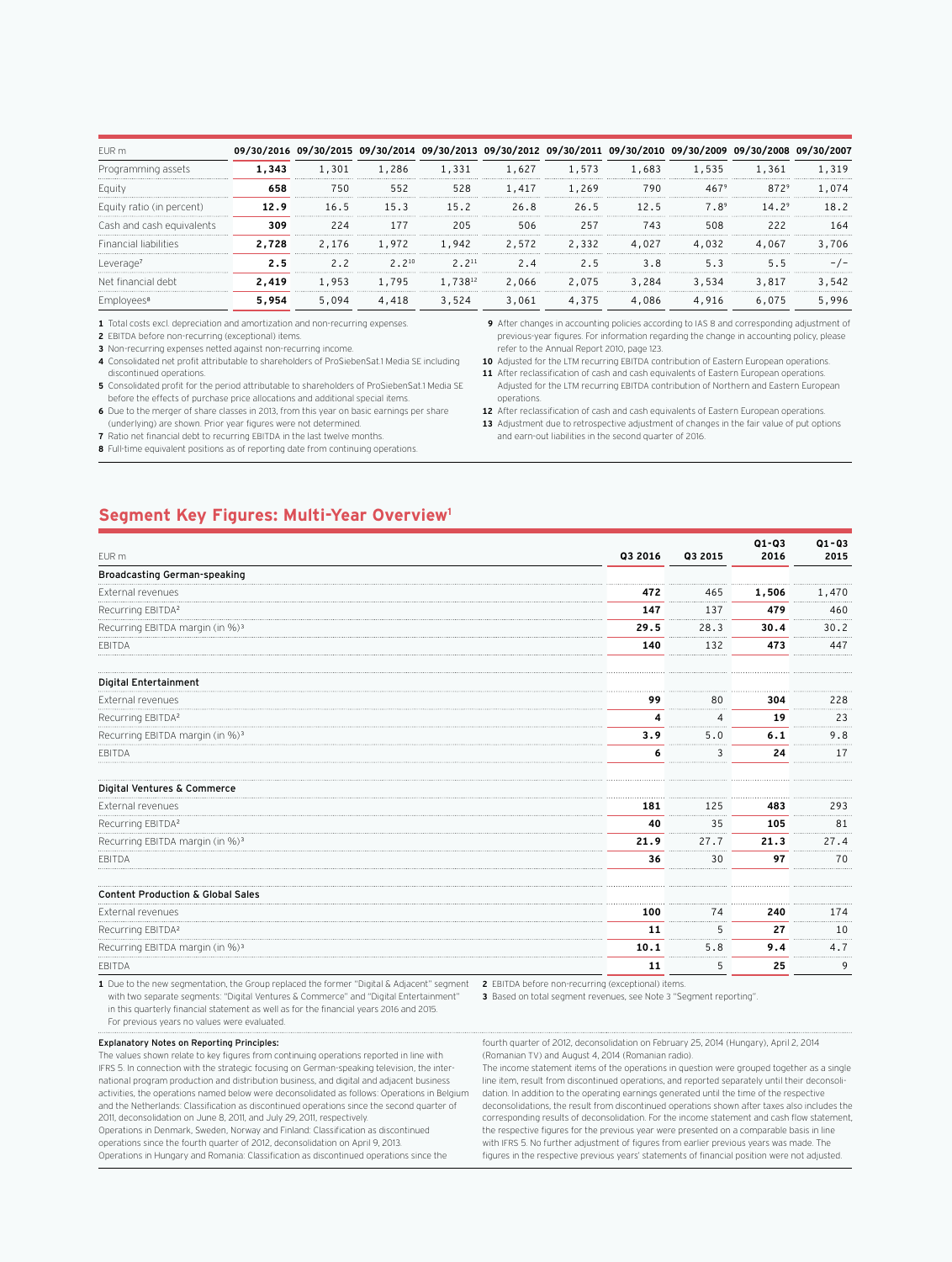| EUR m | 09/30/2016 | 09/30/2015 | 09/30/2014 | 09/30/2013 | 09/30/2012 | 09/30/2011 | 09/30/2010 | 09/30/2009 | 09/30/2008 | 09/30/2007 |
|---|---|---|---|---|---|---|---|---|---|---|
| Programming assets | **1,343** | 1,301 | 1,286 | 1,331 | 1,627 | 1,573 | 1,683 | 1,535 | 1,361 | 1,319 |
| Equity | **658** | 750 | 552 | 528 | 1,417 | 1,269 | 790 | 467[9] | 872[9] | 1,074 |
| Equity ratio (in percent) | **12.9** | 16.5 | 15.3 | 15.2 | 26.8 | 26.5 | 12.5 | 7.8[9] | 14.2[9] | 18.2 |
| Cash and cash equivalents | **309** | 224 | 177 | 205 | 506 | 257 | 743 | 508 | 222 | 164 |
| Financial liabilities | **2,728** | 2,176 | 1,972 | 1,942 | 2,572 | 2,332 | 4,027 | 4,032 | 4,067 | 3,706 |
| Leverage[7] | **2.5** | 2.2 | 2.2[10] | 2.2[11] | 2.4 | 2.5 | 3.8 | 5.3 | 5.5 | -/- |
| Net financial debt | **2,419** | 1,953 | 1,795 | 1,738[12] | 2,066 | 2,075 | 3,284 | 3,534 | 3,817 | 3,542 |
| Employees[8] | **5,954** | 5,094 | 4,418 | 3,524 | 3,061 | 4,375 | 4,086 | 4,916 | 6,075 | 5,996 |

**1** Total costs excl. depreciation and amortization and non-recurring expenses.
**2** EBITDA before non-recurring (exceptional) items.
**3** Non-recurring expenses netted against non-recurring income.
**4** Consolidated net profit attributable to shareholders of ProSiebenSat.1 Media SE including discontinued operations.
**5** Consolidated profit for the period attributable to shareholders of ProSiebenSat.1 Media SE before the effects of purchase price allocations and additional special items.
**6** Due to the merger of share classes in 2013, from this year on basic earnings per share (underlying) are shown. Prior year figures were not determined.
**7** Ratio net financial debt to recurring EBITDA in the last twelve months.
**8** Full-time equivalent positions as of reporting date from continuing operations.
**9** After changes in accounting policies according to IAS 8 and corresponding adjustment of previous-year figures. For information regarding the change in accounting policy, please refer to the Annual Report 2010, page 123.
**10** Adjusted for the LTM recurring EBITDA contribution of Eastern European operations.
**11** After reclassification of cash and cash equivalents of Eastern European operations. Adjusted for the LTM recurring EBITDA contribution of Northern and Eastern European operations.
**12** After reclassification of cash and cash equivalents of Eastern European operations.
**13** Adjustment due to retrospective adjustment of changes in the fair value of put options and earn-out liabilities in the second quarter of 2016.

## Segment Key Figures: Multi-Year Overview[1]

| EUR m | Q3 2016 | Q3 2015 | Q1-Q3 2016 | Q1-Q3 2015 |
|---|---|---|---|---|
| **Broadcasting German-speaking** | | | | |
| External revenues | **472** | 465 | **1,506** | 1,470 |
| Recurring EBITDA[2] | **147** | 137 | **479** | 460 |
| Recurring EBITDA margin (in %)[3] | **29.5** | 28.3 | **30.4** | 30.2 |
| EBITDA | **140** | 132 | **473** | 447 |
| **Digital Entertainment** | | | | |
| External revenues | **99** | 80 | **304** | 228 |
| Recurring EBITDA[2] | **4** | 4 | **19** | 23 |
| Recurring EBITDA margin (in %)[3] | **3.9** | 5.0 | **6.1** | 9.8 |
| EBITDA | **6** | 3 | **24** | 17 |
| **Digital Ventures & Commerce** | | | | |
| External revenues | **181** | 125 | **483** | 293 |
| Recurring EBITDA[2] | **40** | 35 | **105** | 81 |
| Recurring EBITDA margin (in %)[3] | **21.9** | 27.7 | **21.3** | 27.4 |
| EBITDA | **36** | 30 | **97** | 70 |
| **Content Production & Global Sales** | | | | |
| External revenues | **100** | 74 | **240** | 174 |
| Recurring EBITDA[2] | **11** | 5 | **27** | 10 |
| Recurring EBITDA margin (in %)[3] | **10.1** | 5.8 | **9.4** | 4.7 |
| EBITDA | **11** | 5 | **25** | 9 |

**1** Due to the new segmentation, the Group replaced the former "Digital & Adjacent" segment with two separate segments: "Digital Ventures & Commerce" and "Digital Entertainment" in this quarterly financial statement as well as for the financial years 2016 and 2015. For previous years no values were evaluated.
**2** EBITDA before non-recurring (exceptional) items.
**3** Based on total segment revenues, see Note 3 "Segment reporting".

**Explanatory Notes on Reporting Principles:**
The values shown relate to key figures from continuing operations reported in line with IFRS 5. In connection with the strategic focusing on German-speaking television, the international program production and distribution business, and digital and adjacent business activities, the operations named below were deconsolidated as follows: Operations in Belgium and the Netherlands: Classification as discontinued operations since the second quarter of 2011, deconsolidation on June 8, 2011, and July 29, 2011, respectively.
Operations in Denmark, Sweden, Norway and Finland: Classification as discontinued operations since the fourth quarter of 2012, deconsolidation on April 9, 2013.
Operations in Hungary and Romania: Classification as discontinued operations since the fourth quarter of 2012, deconsolidation on February 25, 2014 (Hungary), April 2, 2014 (Romanian TV) and August 4, 2014 (Romanian radio).
The income statement items of the operations in question were grouped together as a single line item, result from discontinued operations, and reported separately until their deconsolidation. In addition to the operating earnings generated until the time of the respective deconsolidations, the result from discontinued operations shown after taxes also includes the corresponding results of deconsolidation. For the income statement and cash flow statement, the respective figures for the previous year were presented on a comparable basis in line with IFRS 5. No further adjustment of figures from earlier previous years was made. The figures in the respective previous years' statements of financial position were not adjusted.